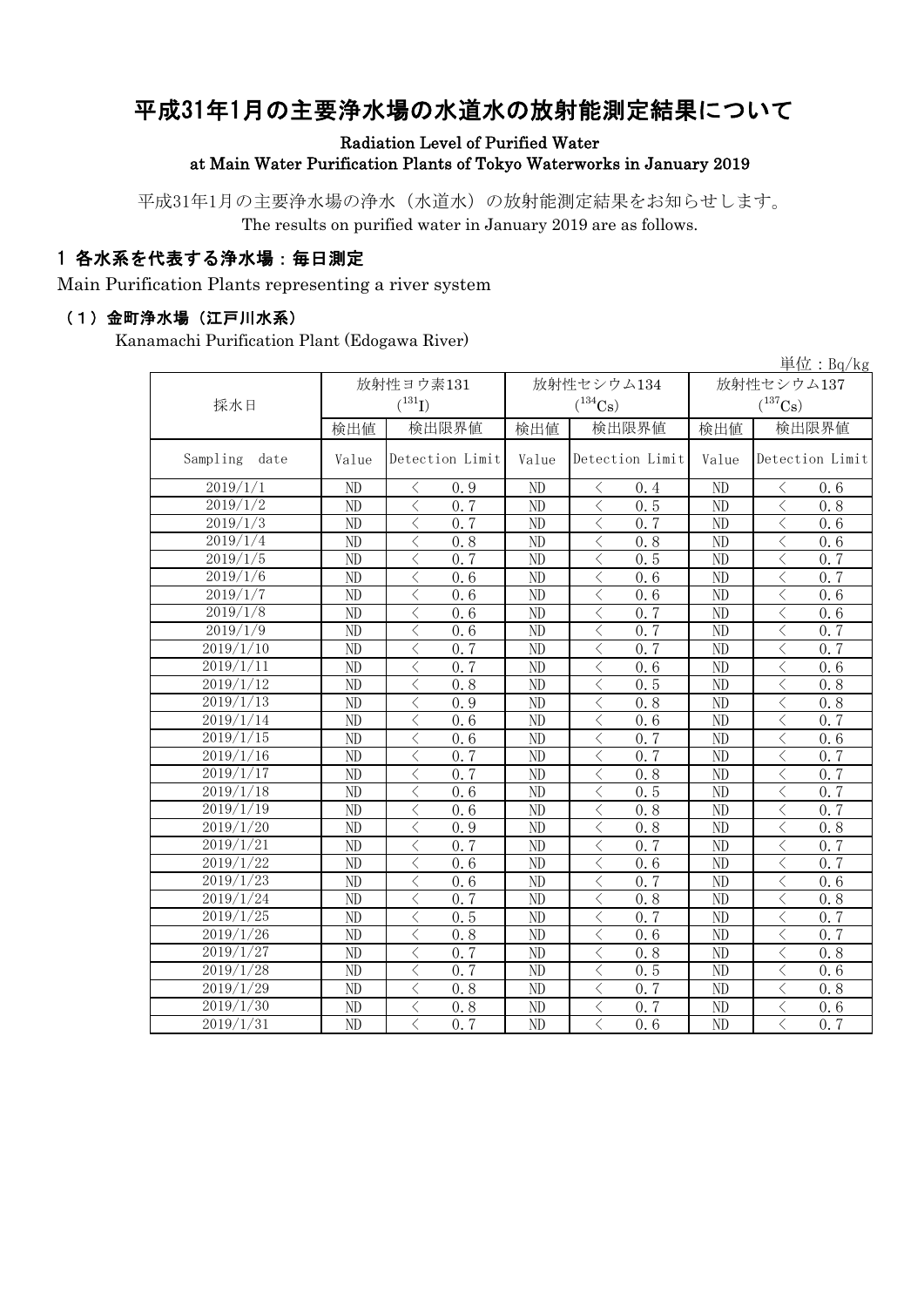# 平成31年1月の主要浄水場の水道水の放射能測定結果について

**Radiation Level of Purified Water at Main Water Purification Plants of Tokyo Waterworks in January 2019**

平成31年1月の主要浄水場の浄水（水道水）の放射能測定結果をお知らせします。
The results on purified water in January 2019 are as follows.

## 1 各水系を代表する浄水場：毎日測定

Main Purification Plants representing a river system

### （1）金町浄水場（江戸川水系）

Kanamachi Purification Plant (Edogawa River)

単位：Bq/kg

| 採水日 | 放射性ヨウ素131 ($^{131}I$) | | 放射性セシウム134 ($^{134}Cs$) | | 放射性セシウム137 ($^{137}Cs$) | |
|---|---|---|---|---|---|---|
| | 検出値 | 検出限界値 | 検出値 | 検出限界値 | 検出値 | 検出限界値 |
| Sampling date | Value | Detection Limit | Value | Detection Limit | Value | Detection Limit |
| 2019/1/1 | ND | ＜ 0.9 | ND | ＜ 0.4 | ND | ＜ 0.6 |
| 2019/1/2 | ND | ＜ 0.7 | ND | ＜ 0.5 | ND | ＜ 0.8 |
| 2019/1/3 | ND | ＜ 0.7 | ND | ＜ 0.7 | ND | ＜ 0.6 |
| 2019/1/4 | ND | ＜ 0.8 | ND | ＜ 0.8 | ND | ＜ 0.6 |
| 2019/1/5 | ND | ＜ 0.7 | ND | ＜ 0.5 | ND | ＜ 0.7 |
| 2019/1/6 | ND | ＜ 0.6 | ND | ＜ 0.6 | ND | ＜ 0.7 |
| 2019/1/7 | ND | ＜ 0.6 | ND | ＜ 0.6 | ND | ＜ 0.6 |
| 2019/1/8 | ND | ＜ 0.6 | ND | ＜ 0.7 | ND | ＜ 0.6 |
| 2019/1/9 | ND | ＜ 0.6 | ND | ＜ 0.7 | ND | ＜ 0.7 |
| 2019/1/10 | ND | ＜ 0.7 | ND | ＜ 0.7 | ND | ＜ 0.7 |
| 2019/1/11 | ND | ＜ 0.7 | ND | ＜ 0.6 | ND | ＜ 0.6 |
| 2019/1/12 | ND | ＜ 0.8 | ND | ＜ 0.5 | ND | ＜ 0.8 |
| 2019/1/13 | ND | ＜ 0.9 | ND | ＜ 0.8 | ND | ＜ 0.8 |
| 2019/1/14 | ND | ＜ 0.6 | ND | ＜ 0.6 | ND | ＜ 0.7 |
| 2019/1/15 | ND | ＜ 0.6 | ND | ＜ 0.7 | ND | ＜ 0.6 |
| 2019/1/16 | ND | ＜ 0.7 | ND | ＜ 0.7 | ND | ＜ 0.7 |
| 2019/1/17 | ND | ＜ 0.7 | ND | ＜ 0.8 | ND | ＜ 0.7 |
| 2019/1/18 | ND | ＜ 0.6 | ND | ＜ 0.5 | ND | ＜ 0.7 |
| 2019/1/19 | ND | ＜ 0.6 | ND | ＜ 0.8 | ND | ＜ 0.7 |
| 2019/1/20 | ND | ＜ 0.9 | ND | ＜ 0.8 | ND | ＜ 0.8 |
| 2019/1/21 | ND | ＜ 0.7 | ND | ＜ 0.7 | ND | ＜ 0.7 |
| 2019/1/22 | ND | ＜ 0.6 | ND | ＜ 0.6 | ND | ＜ 0.7 |
| 2019/1/23 | ND | ＜ 0.6 | ND | ＜ 0.7 | ND | ＜ 0.6 |
| 2019/1/24 | ND | ＜ 0.7 | ND | ＜ 0.8 | ND | ＜ 0.8 |
| 2019/1/25 | ND | ＜ 0.5 | ND | ＜ 0.7 | ND | ＜ 0.7 |
| 2019/1/26 | ND | ＜ 0.8 | ND | ＜ 0.6 | ND | ＜ 0.7 |
| 2019/1/27 | ND | ＜ 0.7 | ND | ＜ 0.8 | ND | ＜ 0.8 |
| 2019/1/28 | ND | ＜ 0.7 | ND | ＜ 0.5 | ND | ＜ 0.6 |
| 2019/1/29 | ND | ＜ 0.8 | ND | ＜ 0.7 | ND | ＜ 0.8 |
| 2019/1/30 | ND | ＜ 0.8 | ND | ＜ 0.7 | ND | ＜ 0.6 |
| 2019/1/31 | ND | ＜ 0.7 | ND | ＜ 0.6 | ND | ＜ 0.7 |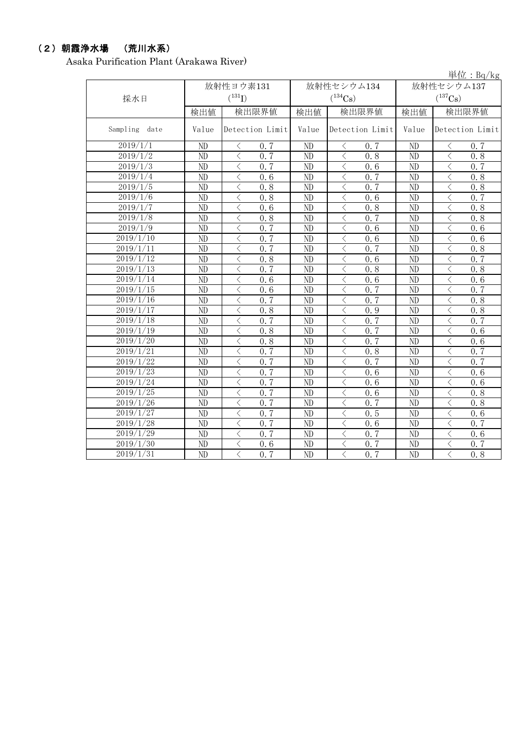## （２）朝霞浄水場　（荒川水系）

Asaka Purification Plant (Arakawa River)

単位：Bq/kg

| 採水日 | 放射性ヨウ素131 ($^{131}$I) | | 放射性セシウム134 ($^{134}$Cs) | | 放射性セシウム137 ($^{137}$Cs) | |
|---|---|---|---|---|---|---|
| | 検出値 | 検出限界値 | 検出値 | 検出限界値 | 検出値 | 検出限界値 |
| Sampling date | Value | Detection Limit | Value | Detection Limit | Value | Detection Limit |
| 2019/1/1 | ND | ＜ 0.7 | ND | ＜ 0.7 | ND | ＜ 0.7 |
| 2019/1/2 | ND | ＜ 0.7 | ND | ＜ 0.8 | ND | ＜ 0.8 |
| 2019/1/3 | ND | ＜ 0.7 | ND | ＜ 0.6 | ND | ＜ 0.7 |
| 2019/1/4 | ND | ＜ 0.6 | ND | ＜ 0.7 | ND | ＜ 0.8 |
| 2019/1/5 | ND | ＜ 0.8 | ND | ＜ 0.7 | ND | ＜ 0.8 |
| 2019/1/6 | ND | ＜ 0.8 | ND | ＜ 0.6 | ND | ＜ 0.7 |
| 2019/1/7 | ND | ＜ 0.6 | ND | ＜ 0.8 | ND | ＜ 0.8 |
| 2019/1/8 | ND | ＜ 0.8 | ND | ＜ 0.7 | ND | ＜ 0.8 |
| 2019/1/9 | ND | ＜ 0.7 | ND | ＜ 0.6 | ND | ＜ 0.6 |
| 2019/1/10 | ND | ＜ 0.7 | ND | ＜ 0.6 | ND | ＜ 0.6 |
| 2019/1/11 | ND | ＜ 0.7 | ND | ＜ 0.7 | ND | ＜ 0.8 |
| 2019/1/12 | ND | ＜ 0.8 | ND | ＜ 0.6 | ND | ＜ 0.7 |
| 2019/1/13 | ND | ＜ 0.7 | ND | ＜ 0.8 | ND | ＜ 0.8 |
| 2019/1/14 | ND | ＜ 0.6 | ND | ＜ 0.6 | ND | ＜ 0.6 |
| 2019/1/15 | ND | ＜ 0.6 | ND | ＜ 0.7 | ND | ＜ 0.7 |
| 2019/1/16 | ND | ＜ 0.7 | ND | ＜ 0.7 | ND | ＜ 0.8 |
| 2019/1/17 | ND | ＜ 0.8 | ND | ＜ 0.9 | ND | ＜ 0.8 |
| 2019/1/18 | ND | ＜ 0.7 | ND | ＜ 0.7 | ND | ＜ 0.7 |
| 2019/1/19 | ND | ＜ 0.8 | ND | ＜ 0.7 | ND | ＜ 0.6 |
| 2019/1/20 | ND | ＜ 0.8 | ND | ＜ 0.7 | ND | ＜ 0.6 |
| 2019/1/21 | ND | ＜ 0.7 | ND | ＜ 0.8 | ND | ＜ 0.7 |
| 2019/1/22 | ND | ＜ 0.7 | ND | ＜ 0.7 | ND | ＜ 0.7 |
| 2019/1/23 | ND | ＜ 0.7 | ND | ＜ 0.6 | ND | ＜ 0.6 |
| 2019/1/24 | ND | ＜ 0.7 | ND | ＜ 0.6 | ND | ＜ 0.6 |
| 2019/1/25 | ND | ＜ 0.7 | ND | ＜ 0.6 | ND | ＜ 0.8 |
| 2019/1/26 | ND | ＜ 0.7 | ND | ＜ 0.7 | ND | ＜ 0.8 |
| 2019/1/27 | ND | ＜ 0.7 | ND | ＜ 0.5 | ND | ＜ 0.6 |
| 2019/1/28 | ND | ＜ 0.7 | ND | ＜ 0.6 | ND | ＜ 0.7 |
| 2019/1/29 | ND | ＜ 0.7 | ND | ＜ 0.7 | ND | ＜ 0.6 |
| 2019/1/30 | ND | ＜ 0.6 | ND | ＜ 0.7 | ND | ＜ 0.7 |
| 2019/1/31 | ND | ＜ 0.7 | ND | ＜ 0.7 | ND | ＜ 0.8 |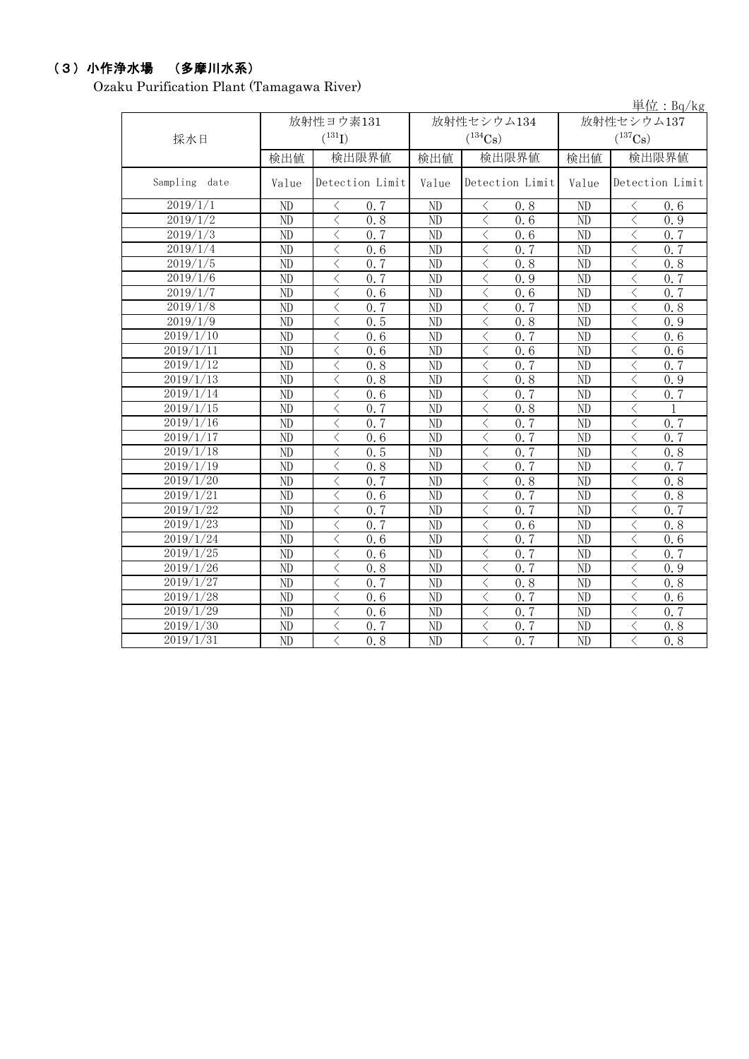## （３）小作浄水場　（多摩川水系）

Ozaku Purification Plant (Tamagawa River)

単位：Bq/kg

| 採水日 | 放射性ヨウ素131 ($^{131}I$) | | 放射性セシウム134 ($^{134}Cs$) | | 放射性セシウム137 ($^{137}Cs$) | |
|---|---|---|---|---|---|---|
| | 検出値 | 検出限界値 | 検出値 | 検出限界値 | 検出値 | 検出限界値 |
| Sampling date | Value | Detection Limit | Value | Detection Limit | Value | Detection Limit |
| 2019/1/1 | ND | ＜ 0.7 | ND | ＜ 0.8 | ND | ＜ 0.6 |
| 2019/1/2 | ND | ＜ 0.8 | ND | ＜ 0.6 | ND | ＜ 0.9 |
| 2019/1/3 | ND | ＜ 0.7 | ND | ＜ 0.6 | ND | ＜ 0.7 |
| 2019/1/4 | ND | ＜ 0.6 | ND | ＜ 0.7 | ND | ＜ 0.7 |
| 2019/1/5 | ND | ＜ 0.7 | ND | ＜ 0.8 | ND | ＜ 0.8 |
| 2019/1/6 | ND | ＜ 0.7 | ND | ＜ 0.9 | ND | ＜ 0.7 |
| 2019/1/7 | ND | ＜ 0.6 | ND | ＜ 0.6 | ND | ＜ 0.7 |
| 2019/1/8 | ND | ＜ 0.7 | ND | ＜ 0.7 | ND | ＜ 0.8 |
| 2019/1/9 | ND | ＜ 0.5 | ND | ＜ 0.8 | ND | ＜ 0.9 |
| 2019/1/10 | ND | ＜ 0.6 | ND | ＜ 0.7 | ND | ＜ 0.6 |
| 2019/1/11 | ND | ＜ 0.6 | ND | ＜ 0.6 | ND | ＜ 0.6 |
| 2019/1/12 | ND | ＜ 0.8 | ND | ＜ 0.7 | ND | ＜ 0.7 |
| 2019/1/13 | ND | ＜ 0.8 | ND | ＜ 0.8 | ND | ＜ 0.9 |
| 2019/1/14 | ND | ＜ 0.6 | ND | ＜ 0.7 | ND | ＜ 0.7 |
| 2019/1/15 | ND | ＜ 0.7 | ND | ＜ 0.8 | ND | ＜ 1 |
| 2019/1/16 | ND | ＜ 0.7 | ND | ＜ 0.7 | ND | ＜ 0.7 |
| 2019/1/17 | ND | ＜ 0.6 | ND | ＜ 0.7 | ND | ＜ 0.7 |
| 2019/1/18 | ND | ＜ 0.5 | ND | ＜ 0.7 | ND | ＜ 0.8 |
| 2019/1/19 | ND | ＜ 0.8 | ND | ＜ 0.7 | ND | ＜ 0.7 |
| 2019/1/20 | ND | ＜ 0.7 | ND | ＜ 0.8 | ND | ＜ 0.8 |
| 2019/1/21 | ND | ＜ 0.6 | ND | ＜ 0.7 | ND | ＜ 0.8 |
| 2019/1/22 | ND | ＜ 0.7 | ND | ＜ 0.7 | ND | ＜ 0.7 |
| 2019/1/23 | ND | ＜ 0.7 | ND | ＜ 0.6 | ND | ＜ 0.8 |
| 2019/1/24 | ND | ＜ 0.6 | ND | ＜ 0.7 | ND | ＜ 0.6 |
| 2019/1/25 | ND | ＜ 0.6 | ND | ＜ 0.7 | ND | ＜ 0.7 |
| 2019/1/26 | ND | ＜ 0.8 | ND | ＜ 0.7 | ND | ＜ 0.9 |
| 2019/1/27 | ND | ＜ 0.7 | ND | ＜ 0.8 | ND | ＜ 0.8 |
| 2019/1/28 | ND | ＜ 0.6 | ND | ＜ 0.7 | ND | ＜ 0.6 |
| 2019/1/29 | ND | ＜ 0.6 | ND | ＜ 0.7 | ND | ＜ 0.7 |
| 2019/1/30 | ND | ＜ 0.7 | ND | ＜ 0.7 | ND | ＜ 0.8 |
| 2019/1/31 | ND | ＜ 0.8 | ND | ＜ 0.7 | ND | ＜ 0.8 |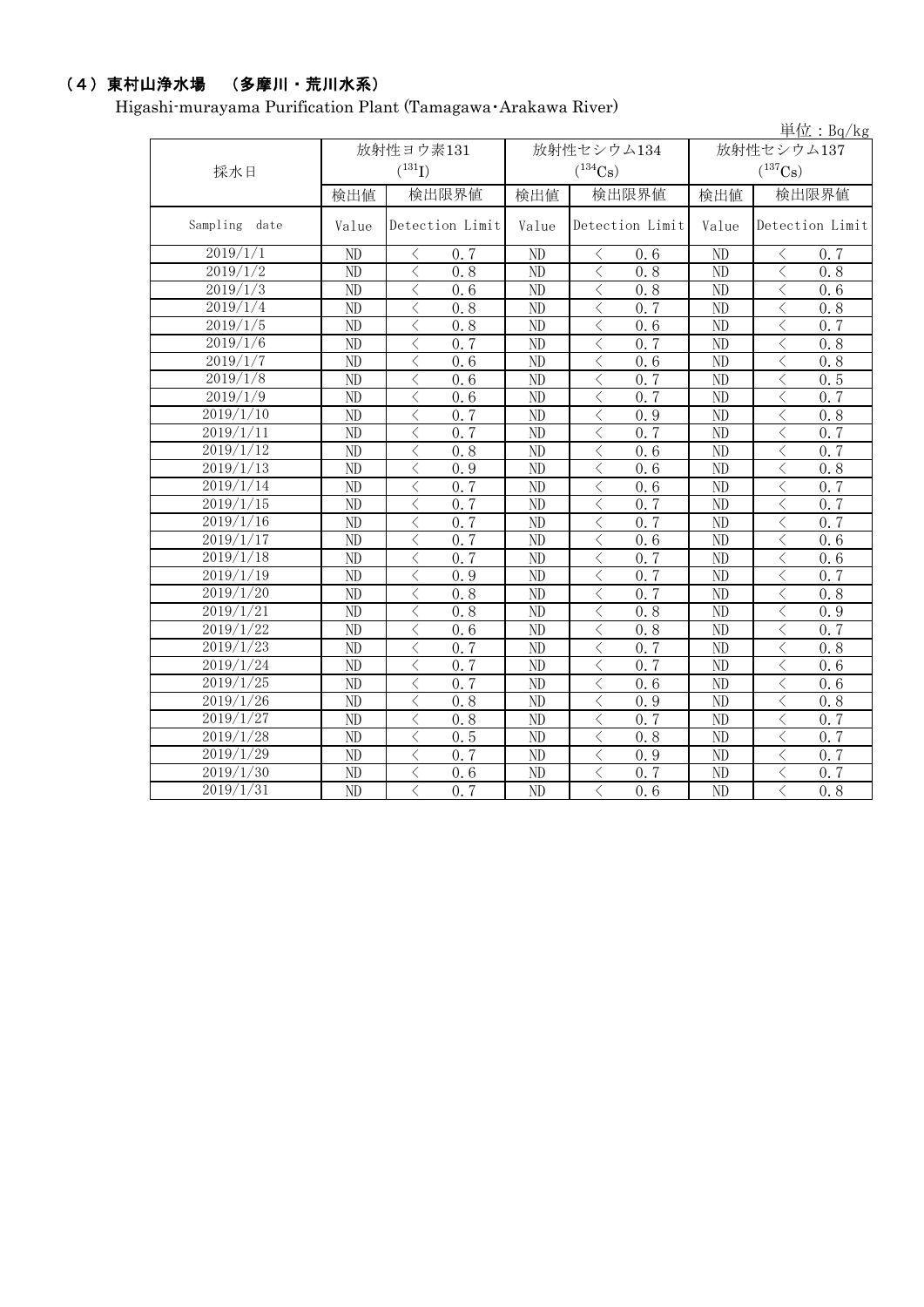## （4）東村山浄水場　（多摩川・荒川水系）

Higashi-murayama Purification Plant (Tamagawa･Arakawa River)

単位：Bq/kg

| 採水日 | 放射性ヨウ素131 ($^{131}I$) | | 放射性セシウム134 ($^{134}Cs$) | | 放射性セシウム137 ($^{137}Cs$) | |
|---|---|---|---|---|---|---|
| | 検出値 | 検出限界値 | 検出値 | 検出限界値 | 検出値 | 検出限界値 |
| Sampling date | Value | Detection Limit | Value | Detection Limit | Value | Detection Limit |
| 2019/1/1 | ND | ＜ 0.7 | ND | ＜ 0.6 | ND | ＜ 0.7 |
| 2019/1/2 | ND | ＜ 0.8 | ND | ＜ 0.8 | ND | ＜ 0.8 |
| 2019/1/3 | ND | ＜ 0.6 | ND | ＜ 0.8 | ND | ＜ 0.6 |
| 2019/1/4 | ND | ＜ 0.8 | ND | ＜ 0.7 | ND | ＜ 0.8 |
| 2019/1/5 | ND | ＜ 0.8 | ND | ＜ 0.6 | ND | ＜ 0.7 |
| 2019/1/6 | ND | ＜ 0.7 | ND | ＜ 0.7 | ND | ＜ 0.8 |
| 2019/1/7 | ND | ＜ 0.6 | ND | ＜ 0.6 | ND | ＜ 0.8 |
| 2019/1/8 | ND | ＜ 0.6 | ND | ＜ 0.7 | ND | ＜ 0.5 |
| 2019/1/9 | ND | ＜ 0.6 | ND | ＜ 0.7 | ND | ＜ 0.7 |
| 2019/1/10 | ND | ＜ 0.7 | ND | ＜ 0.9 | ND | ＜ 0.8 |
| 2019/1/11 | ND | ＜ 0.7 | ND | ＜ 0.7 | ND | ＜ 0.7 |
| 2019/1/12 | ND | ＜ 0.8 | ND | ＜ 0.6 | ND | ＜ 0.7 |
| 2019/1/13 | ND | ＜ 0.9 | ND | ＜ 0.6 | ND | ＜ 0.8 |
| 2019/1/14 | ND | ＜ 0.7 | ND | ＜ 0.6 | ND | ＜ 0.7 |
| 2019/1/15 | ND | ＜ 0.7 | ND | ＜ 0.7 | ND | ＜ 0.7 |
| 2019/1/16 | ND | ＜ 0.7 | ND | ＜ 0.7 | ND | ＜ 0.7 |
| 2019/1/17 | ND | ＜ 0.7 | ND | ＜ 0.6 | ND | ＜ 0.6 |
| 2019/1/18 | ND | ＜ 0.7 | ND | ＜ 0.7 | ND | ＜ 0.6 |
| 2019/1/19 | ND | ＜ 0.9 | ND | ＜ 0.7 | ND | ＜ 0.7 |
| 2019/1/20 | ND | ＜ 0.8 | ND | ＜ 0.7 | ND | ＜ 0.8 |
| 2019/1/21 | ND | ＜ 0.8 | ND | ＜ 0.8 | ND | ＜ 0.9 |
| 2019/1/22 | ND | ＜ 0.6 | ND | ＜ 0.8 | ND | ＜ 0.7 |
| 2019/1/23 | ND | ＜ 0.7 | ND | ＜ 0.7 | ND | ＜ 0.8 |
| 2019/1/24 | ND | ＜ 0.7 | ND | ＜ 0.7 | ND | ＜ 0.6 |
| 2019/1/25 | ND | ＜ 0.7 | ND | ＜ 0.6 | ND | ＜ 0.6 |
| 2019/1/26 | ND | ＜ 0.8 | ND | ＜ 0.9 | ND | ＜ 0.8 |
| 2019/1/27 | ND | ＜ 0.8 | ND | ＜ 0.7 | ND | ＜ 0.7 |
| 2019/1/28 | ND | ＜ 0.5 | ND | ＜ 0.8 | ND | ＜ 0.7 |
| 2019/1/29 | ND | ＜ 0.7 | ND | ＜ 0.9 | ND | ＜ 0.7 |
| 2019/1/30 | ND | ＜ 0.6 | ND | ＜ 0.7 | ND | ＜ 0.7 |
| 2019/1/31 | ND | ＜ 0.7 | ND | ＜ 0.6 | ND | ＜ 0.8 |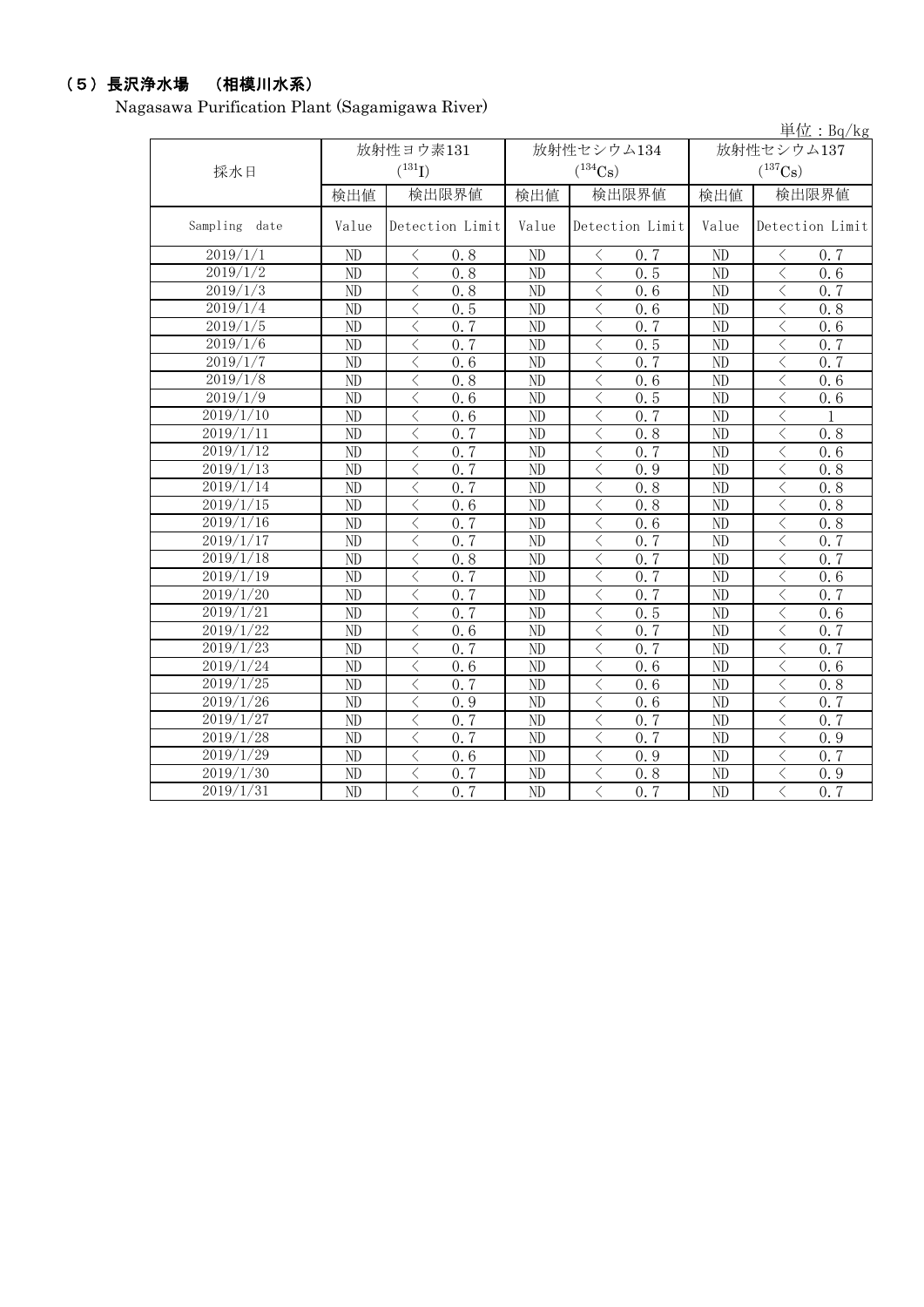## （５）長沢浄水場　（相模川水系）

Nagasawa Purification Plant (Sagamigawa River)

単位：Bq/kg

| 採水日 | 放射性ヨウ素131 ($^{131}I$) | | 放射性セシウム134 ($^{134}Cs$) | | 放射性セシウム137 ($^{137}Cs$) | |
|---|---|---|---|---|---|---|
| | 検出値 | 検出限界値 | 検出値 | 検出限界値 | 検出値 | 検出限界値 |
| Sampling date | Value | Detection Limit | Value | Detection Limit | Value | Detection Limit |
| 2019/1/1 | ND | ＜ 0.8 | ND | ＜ 0.7 | ND | ＜ 0.7 |
| 2019/1/2 | ND | ＜ 0.8 | ND | ＜ 0.5 | ND | ＜ 0.6 |
| 2019/1/3 | ND | ＜ 0.8 | ND | ＜ 0.6 | ND | ＜ 0.7 |
| 2019/1/4 | ND | ＜ 0.5 | ND | ＜ 0.6 | ND | ＜ 0.8 |
| 2019/1/5 | ND | ＜ 0.7 | ND | ＜ 0.7 | ND | ＜ 0.6 |
| 2019/1/6 | ND | ＜ 0.7 | ND | ＜ 0.5 | ND | ＜ 0.7 |
| 2019/1/7 | ND | ＜ 0.6 | ND | ＜ 0.7 | ND | ＜ 0.7 |
| 2019/1/8 | ND | ＜ 0.8 | ND | ＜ 0.6 | ND | ＜ 0.6 |
| 2019/1/9 | ND | ＜ 0.6 | ND | ＜ 0.5 | ND | ＜ 0.6 |
| 2019/1/10 | ND | ＜ 0.6 | ND | ＜ 0.7 | ND | ＜ 1 |
| 2019/1/11 | ND | ＜ 0.7 | ND | ＜ 0.8 | ND | ＜ 0.8 |
| 2019/1/12 | ND | ＜ 0.7 | ND | ＜ 0.7 | ND | ＜ 0.6 |
| 2019/1/13 | ND | ＜ 0.7 | ND | ＜ 0.9 | ND | ＜ 0.8 |
| 2019/1/14 | ND | ＜ 0.7 | ND | ＜ 0.8 | ND | ＜ 0.8 |
| 2019/1/15 | ND | ＜ 0.6 | ND | ＜ 0.8 | ND | ＜ 0.8 |
| 2019/1/16 | ND | ＜ 0.7 | ND | ＜ 0.6 | ND | ＜ 0.8 |
| 2019/1/17 | ND | ＜ 0.7 | ND | ＜ 0.7 | ND | ＜ 0.7 |
| 2019/1/18 | ND | ＜ 0.8 | ND | ＜ 0.7 | ND | ＜ 0.7 |
| 2019/1/19 | ND | ＜ 0.7 | ND | ＜ 0.7 | ND | ＜ 0.6 |
| 2019/1/20 | ND | ＜ 0.7 | ND | ＜ 0.7 | ND | ＜ 0.7 |
| 2019/1/21 | ND | ＜ 0.7 | ND | ＜ 0.5 | ND | ＜ 0.6 |
| 2019/1/22 | ND | ＜ 0.6 | ND | ＜ 0.7 | ND | ＜ 0.7 |
| 2019/1/23 | ND | ＜ 0.7 | ND | ＜ 0.7 | ND | ＜ 0.7 |
| 2019/1/24 | ND | ＜ 0.6 | ND | ＜ 0.6 | ND | ＜ 0.6 |
| 2019/1/25 | ND | ＜ 0.7 | ND | ＜ 0.6 | ND | ＜ 0.8 |
| 2019/1/26 | ND | ＜ 0.9 | ND | ＜ 0.6 | ND | ＜ 0.7 |
| 2019/1/27 | ND | ＜ 0.7 | ND | ＜ 0.7 | ND | ＜ 0.7 |
| 2019/1/28 | ND | ＜ 0.7 | ND | ＜ 0.7 | ND | ＜ 0.9 |
| 2019/1/29 | ND | ＜ 0.6 | ND | ＜ 0.9 | ND | ＜ 0.7 |
| 2019/1/30 | ND | ＜ 0.7 | ND | ＜ 0.8 | ND | ＜ 0.9 |
| 2019/1/31 | ND | ＜ 0.7 | ND | ＜ 0.7 | ND | ＜ 0.7 |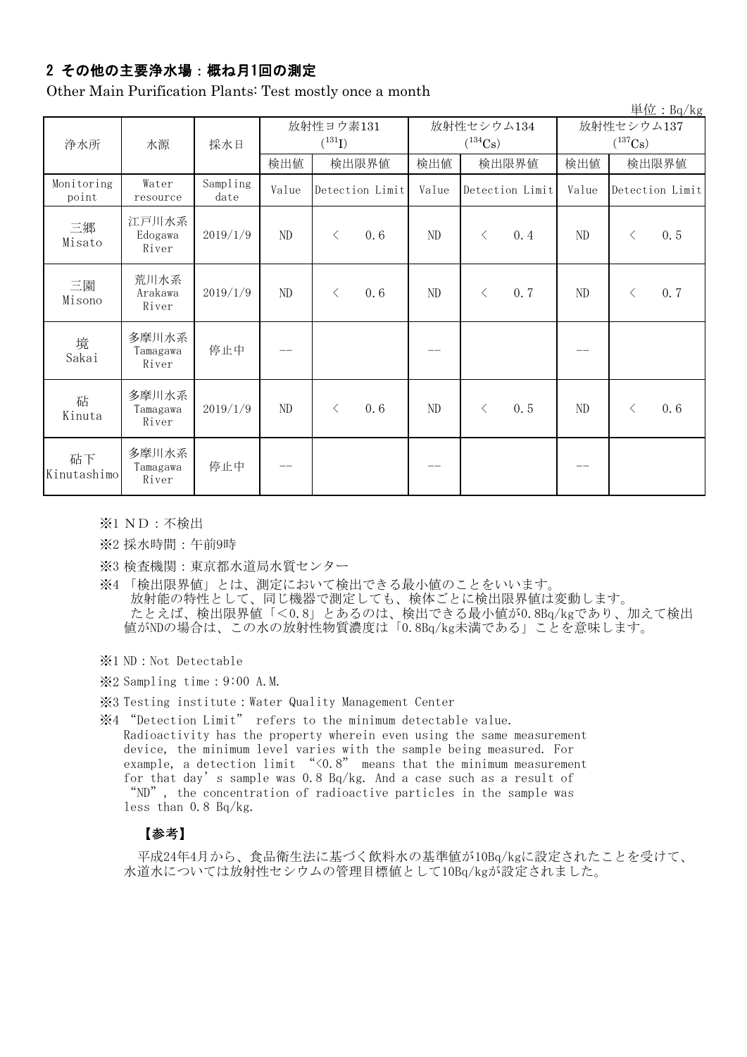## 2 その他の主要浄水場：概ね月1回の測定

Other Main Purification Plants: Test mostly once a month

単位：Bq/kg

| 浄水所 | 水源 | 採水日 | 放射性ヨウ素131 ($^{131}I$) | | 放射性セシウム134 ($^{134}Cs$) | | 放射性セシウム137 ($^{137}Cs$) | |
|---|---|---|---|---|---|---|---|---|
| | | | 検出値 | 検出限界値 | 検出値 | 検出限界値 | 検出値 | 検出限界値 |
| Monitoring point | Water resource | Sampling date | Value | Detection Limit | Value | Detection Limit | Value | Detection Limit |
| 三郷 Misato | 江戸川水系 Edogawa River | 2019/1/9 | ND | ＜ 0.6 | ND | ＜ 0.4 | ND | ＜ 0.5 |
| 三園 Misono | 荒川水系 Arakawa River | 2019/1/9 | ND | ＜ 0.6 | ND | ＜ 0.7 | ND | ＜ 0.7 |
| 境 Sakai | 多摩川水系 Tamagawa River | 停止中 | -- | | -- | | -- | |
| 砧 Kinuta | 多摩川水系 Tamagawa River | 2019/1/9 | ND | ＜ 0.6 | ND | ＜ 0.5 | ND | ＜ 0.6 |
| 砧下 Kinutashimo | 多摩川水系 Tamagawa River | 停止中 | -- | | -- | | -- | |

※1 ＮＤ：不検出

※2 採水時間：午前9時

※3 検査機関：東京都水道局水質センター

※4 「検出限界値」とは、測定において検出できる最小値のことをいいます。
放射能の特性として、同じ機器で測定しても、検体ごとに検出限界値は変動します。
たとえば、検出限界値「＜0.8」とあるのは、検出できる最小値が0.8Bq/kgであり、加えて検出値がNDの場合は、この水の放射性物質濃度は「0.8Bq/kg未満である」ことを意味します。

※1 ND：Not Detectable

※2 Sampling time：9:00 A.M.

※3 Testing institute：Water Quality Management Center

※4 "Detection Limit" refers to the minimum detectable value.
Radioactivity has the property wherein even using the same measurement device, the minimum level varies with the sample being measured. For example, a detection limit "<0.8" means that the minimum measurement for that day's sample was 0.8 Bq/kg. And a case such as a result of "ND", the concentration of radioactive particles in the sample was less than 0.8 Bq/kg.

**【参考】**

平成24年4月から、食品衛生法に基づく飲料水の基準値が10Bq/kgに設定されたことを受けて、水道水については放射性セシウムの管理目標値として10Bq/kgが設定されました。